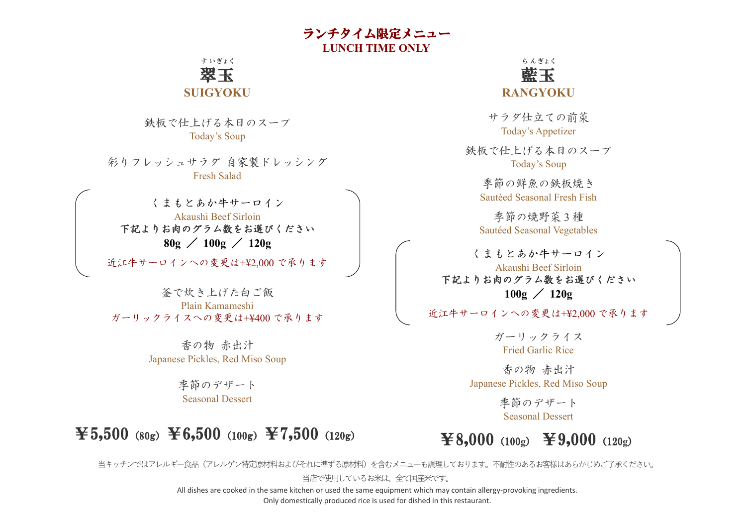# ランチタイム限定メニュー
## LUNCH TIME ONLY

### 翠玉（すいぎょく）
### SUIGYOKU

鉄板で仕上げる本日のスープ
Today's Soup

彩りフレッシュサラダ 自家製ドレッシング
Fresh Salad

くまもとあか牛サーロイン
Akaushi Beef Sirloin
**下記よりお肉のグラム数をお選びください**
**80g ／ 100g ／ 120g**
近江牛サーロインへの変更は+¥2,000 で承ります

釜で炊き上げた白ご飯
Plain Kamameshi
ガーリックライスへの変更は+¥400 で承ります

香の物 赤出汁
Japanese Pickles, Red Miso Soup

季節のデザート
Seasonal Dessert

**￥5,500（80g） ￥6,500（100g） ￥7,500（120g）**

### 藍玉（らんぎょく）
### RANGYOKU

サラダ仕立ての前菜
Today's Appetizer

鉄板で仕上げる本日のスープ
Today's Soup

季節の鮮魚の鉄板焼き
Sautéed Seasonal Fresh Fish

季節の焼野菜３種
Sautéed Seasonal Vegetables

くまもとあか牛サーロイン
Akaushi Beef Sirloin
**下記よりお肉のグラム数をお選びください**
**100g ／ 120g**
近江牛サーロインへの変更は+¥2,000 で承ります

ガーリックライス
Fried Garlic Rice

香の物 赤出汁
Japanese Pickles, Red Miso Soup

季節のデザート
Seasonal Dessert

**￥8,000（100g） ￥9,000（120g）**

当キッチンではアレルギー食品（アレルゲン特定原材料およびそれに準ずる原材料）を含むメニューも調理しております。不耐性のあるお客様はあらかじめご了承ください。

当店で使用しているお米は、全て国産米です。

All dishes are cooked in the same kitchen or used the same equipment which may contain allergy-provoking ingredients.
Only domestically produced rice is used for dished in this restaurant.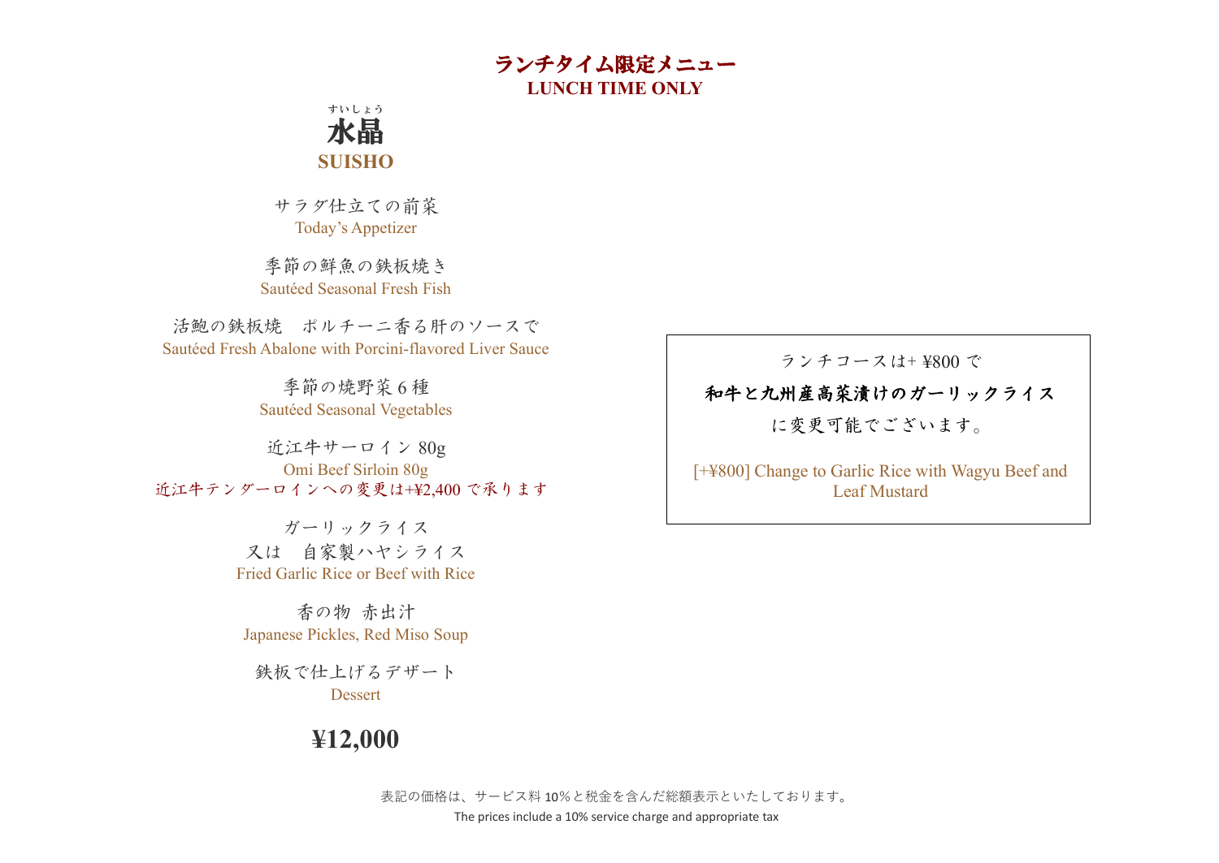# ランチタイム限定メニュー
# LUNCH TIME ONLY

## 水晶（すいしょう）
## SUISHO

サラダ仕立ての前菜
Today's Appetizer

季節の鮮魚の鉄板焼き
Sautéed Seasonal Fresh Fish

活鮑の鉄板焼　ポルチーニ香る肝のソースで
Sautéed Fresh Abalone with Porcini-flavored Liver Sauce

季節の焼野菜６種
Sautéed Seasonal Vegetables

近江牛サーロイン 80g
Omi Beef Sirloin 80g
近江牛テンダーロインへの変更は+¥2,400 で承ります

ガーリックライス
又は　自家製ハヤシライス
Fried Garlic Rice or Beef with Rice

香の物 赤出汁
Japanese Pickles, Red Miso Soup

鉄板で仕上げるデザート
Dessert

**¥12,000**

---

ランチコースは+ ¥800 で

**和牛と九州産高菜漬けのガーリックライス**

に変更可能でございます。

[+¥800] Change to Garlic Rice with Wagyu Beef and Leaf Mustard

---

表記の価格は、サービス料 10%と税金を含んだ総額表示といたしております。
The prices include a 10% service charge and appropriate tax